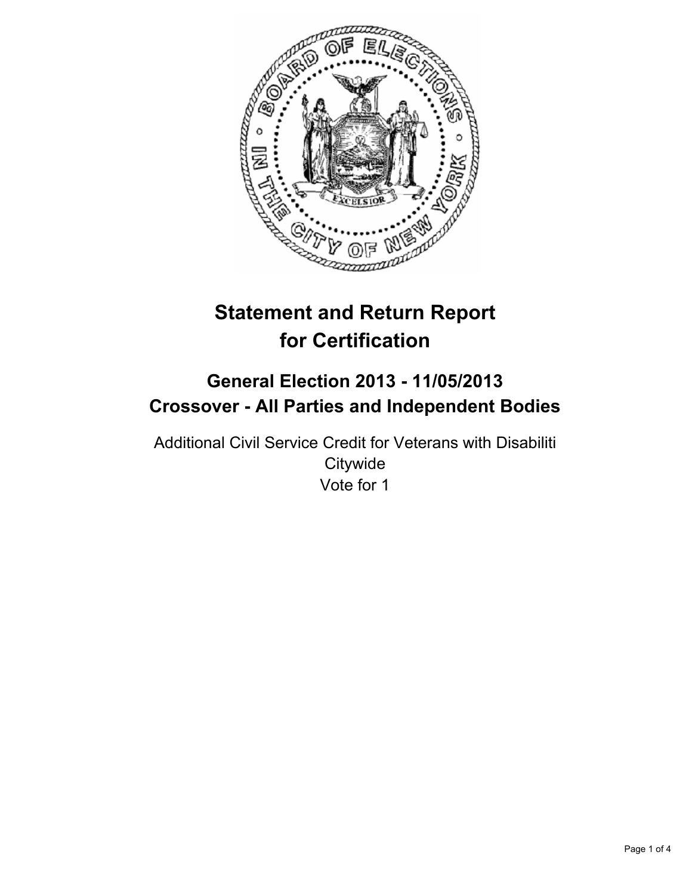# Statement and Return Report for Certification

## General Election 2013 - 11/05/2013
## Crossover - All Parties and Independent Bodies

Additional Civil Service Credit for Veterans with Disabiliti
Citywide
Vote for 1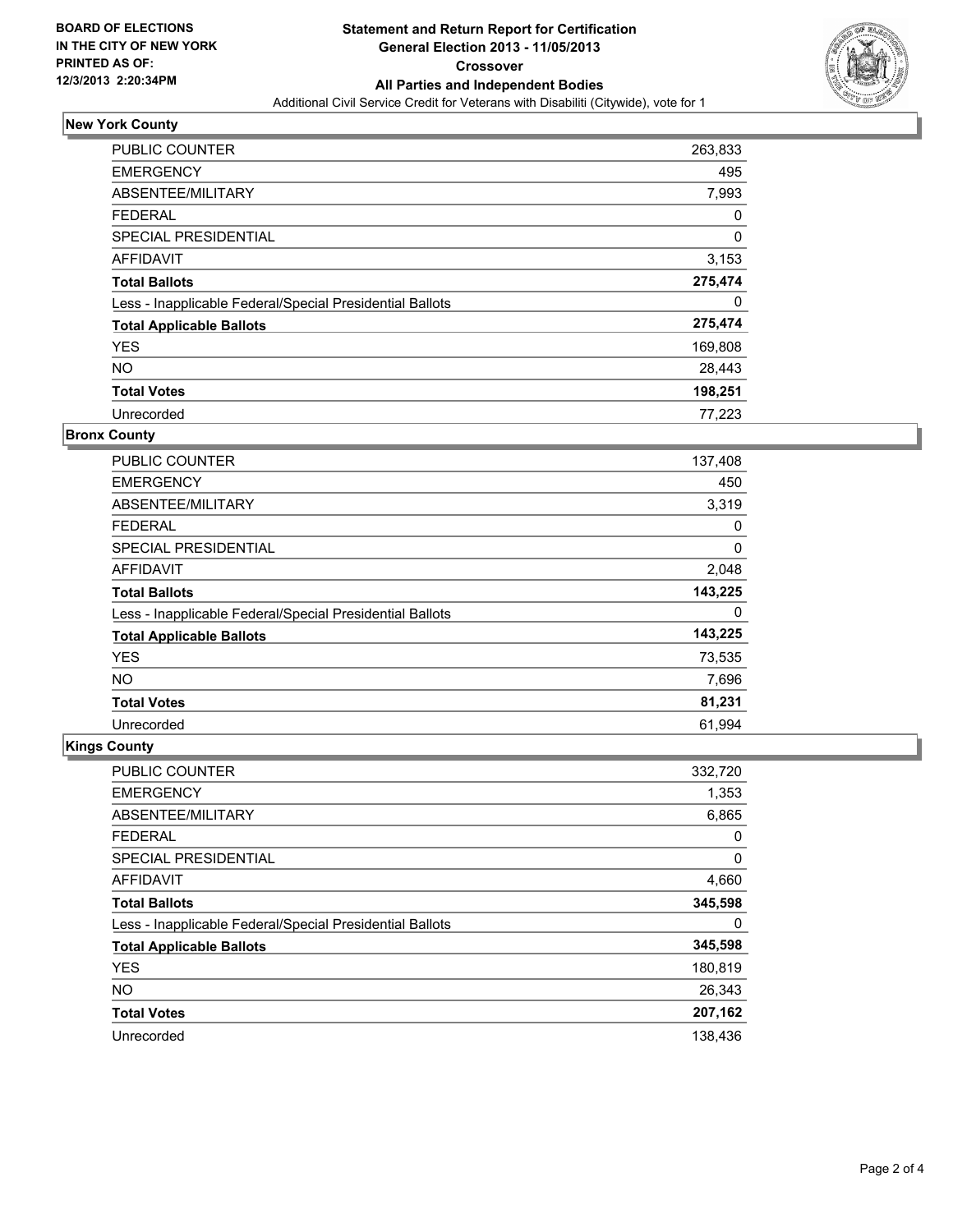**BOARD OF ELECTIONS IN THE CITY OF NEW YORK PRINTED AS OF: 12/3/2013 2:20:34PM**

# Statement and Return Report for Certification
## General Election 2013 - 11/05/2013
## Crossover
## All Parties and Independent Bodies

Additional Civil Service Credit for Veterans with Disabiliti (Citywide), vote for 1

### New York County

| | |
|---|---|
| PUBLIC COUNTER | 263,833 |
| EMERGENCY | 495 |
| ABSENTEE/MILITARY | 7,993 |
| FEDERAL | 0 |
| SPECIAL PRESIDENTIAL | 0 |
| AFFIDAVIT | 3,153 |
| **Total Ballots** | **275,474** |
| Less - Inapplicable Federal/Special Presidential Ballots | 0 |
| **Total Applicable Ballots** | **275,474** |
| YES | 169,808 |
| NO | 28,443 |
| **Total Votes** | **198,251** |
| Unrecorded | 77,223 |

### Bronx County

| | |
|---|---|
| PUBLIC COUNTER | 137,408 |
| EMERGENCY | 450 |
| ABSENTEE/MILITARY | 3,319 |
| FEDERAL | 0 |
| SPECIAL PRESIDENTIAL | 0 |
| AFFIDAVIT | 2,048 |
| **Total Ballots** | **143,225** |
| Less - Inapplicable Federal/Special Presidential Ballots | 0 |
| **Total Applicable Ballots** | **143,225** |
| YES | 73,535 |
| NO | 7,696 |
| **Total Votes** | **81,231** |
| Unrecorded | 61,994 |

### Kings County

| | |
|---|---|
| PUBLIC COUNTER | 332,720 |
| EMERGENCY | 1,353 |
| ABSENTEE/MILITARY | 6,865 |
| FEDERAL | 0 |
| SPECIAL PRESIDENTIAL | 0 |
| AFFIDAVIT | 4,660 |
| **Total Ballots** | **345,598** |
| Less - Inapplicable Federal/Special Presidential Ballots | 0 |
| **Total Applicable Ballots** | **345,598** |
| YES | 180,819 |
| NO | 26,343 |
| **Total Votes** | **207,162** |
| Unrecorded | 138,436 |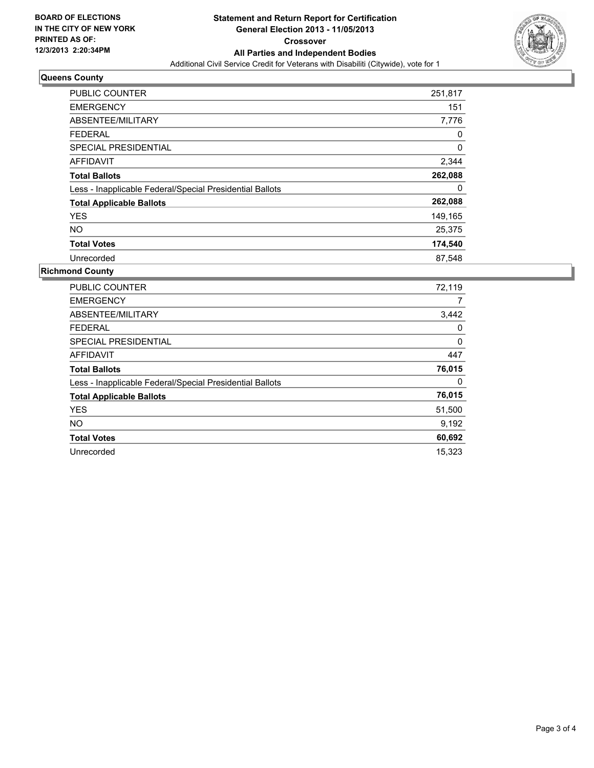**BOARD OF ELECTIONS IN THE CITY OF NEW YORK PRINTED AS OF: 12/3/2013 2:20:34PM**

# Statement and Return Report for Certification
## General Election 2013 - 11/05/2013
## Crossover
## All Parties and Independent Bodies

Additional Civil Service Credit for Veterans with Disabiliti (Citywide), vote for 1

### Queens County

| | |
|---|---|
| PUBLIC COUNTER | 251,817 |
| EMERGENCY | 151 |
| ABSENTEE/MILITARY | 7,776 |
| FEDERAL | 0 |
| SPECIAL PRESIDENTIAL | 0 |
| AFFIDAVIT | 2,344 |
| **Total Ballots** | **262,088** |
| Less - Inapplicable Federal/Special Presidential Ballots | 0 |
| **Total Applicable Ballots** | **262,088** |
| YES | 149,165 |
| NO | 25,375 |
| **Total Votes** | **174,540** |
| Unrecorded | 87,548 |

### Richmond County

| | |
|---|---|
| PUBLIC COUNTER | 72,119 |
| EMERGENCY | 7 |
| ABSENTEE/MILITARY | 3,442 |
| FEDERAL | 0 |
| SPECIAL PRESIDENTIAL | 0 |
| AFFIDAVIT | 447 |
| **Total Ballots** | **76,015** |
| Less - Inapplicable Federal/Special Presidential Ballots | 0 |
| **Total Applicable Ballots** | **76,015** |
| YES | 51,500 |
| NO | 9,192 |
| **Total Votes** | **60,692** |
| Unrecorded | 15,323 |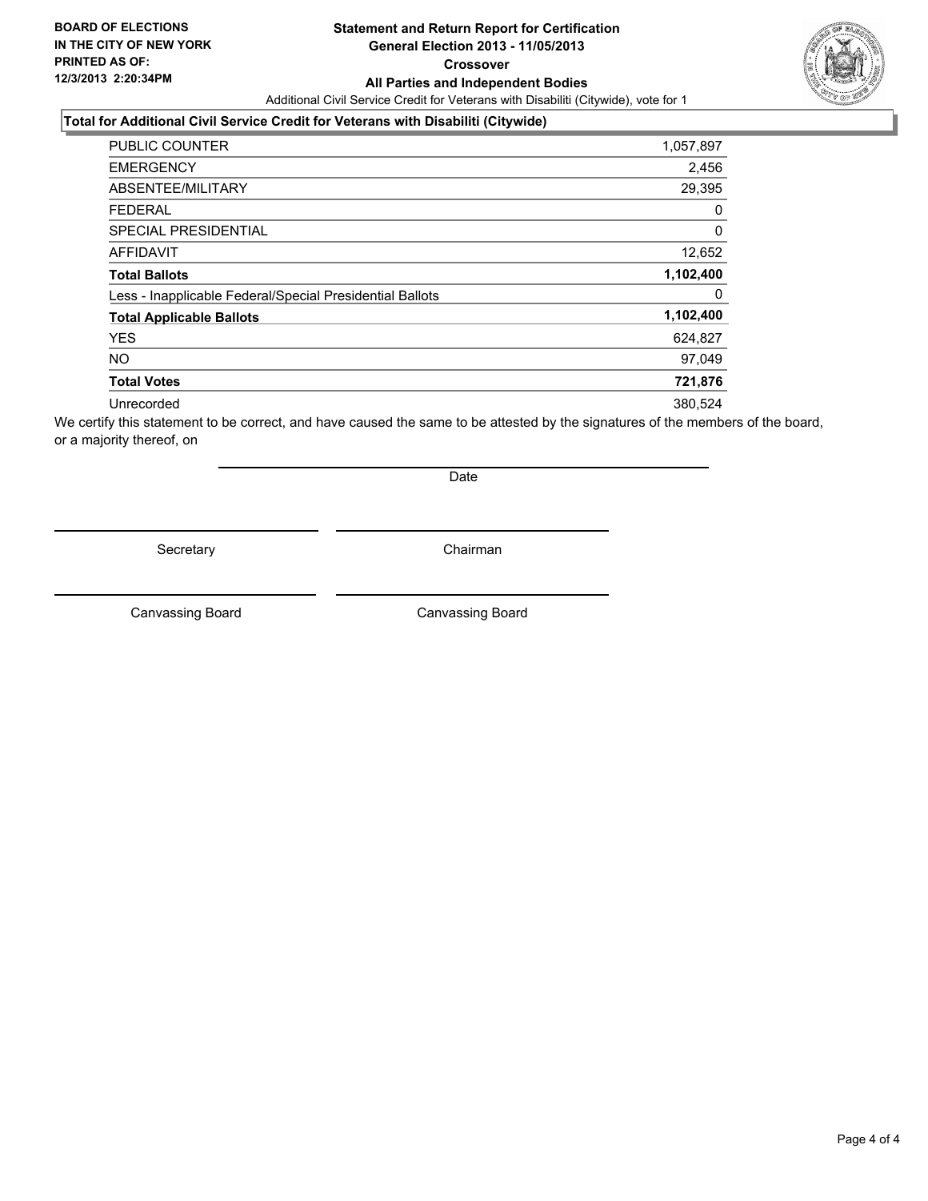**BOARD OF ELECTIONS IN THE CITY OF NEW YORK PRINTED AS OF: 12/3/2013 2:20:34PM**

**Statement and Return Report for Certification**
**General Election 2013 - 11/05/2013**
**Crossover**
**All Parties and Independent Bodies**

Additional Civil Service Credit for Veterans with Disabiliti (Citywide), vote for 1

**Total for Additional Civil Service Credit for Veterans with Disabiliti (Citywide)**

| | |
|---|---|
| PUBLIC COUNTER | 1,057,897 |
| EMERGENCY | 2,456 |
| ABSENTEE/MILITARY | 29,395 |
| FEDERAL | 0 |
| SPECIAL PRESIDENTIAL | 0 |
| AFFIDAVIT | 12,652 |
| **Total Ballots** | **1,102,400** |
| Less - Inapplicable Federal/Special Presidential Ballots | 0 |
| **Total Applicable Ballots** | **1,102,400** |
| YES | 624,827 |
| NO | 97,049 |
| **Total Votes** | **721,876** |
| Unrecorded | 380,524 |

We certify this statement to be correct, and have caused the same to be attested by the signatures of the members of the board, or a majority thereof, on

Date

Secretary

Chairman

Canvassing Board

Canvassing Board